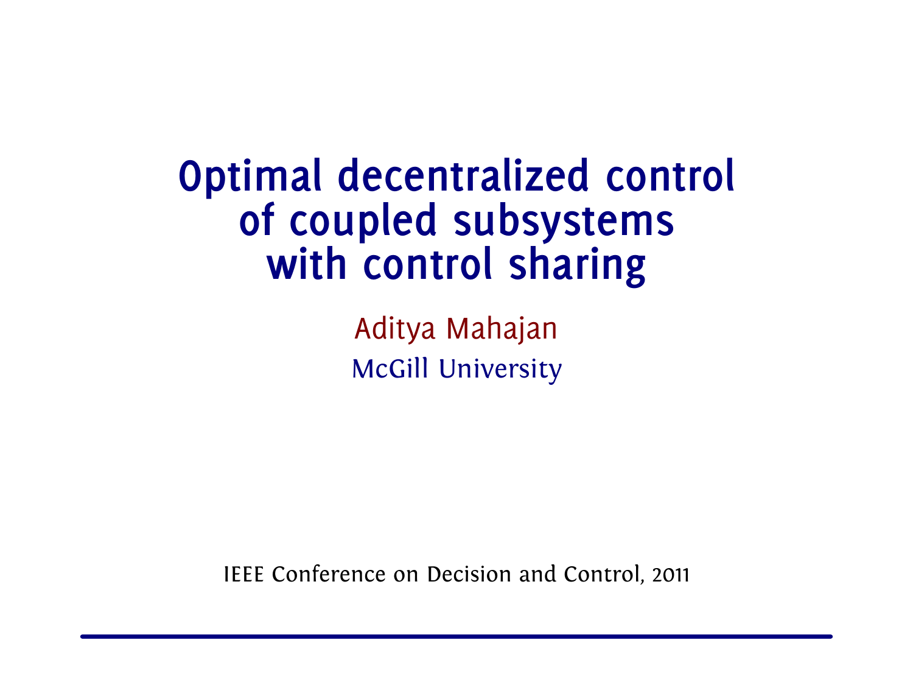# Optimal decentralized control of coupled subsystems with control sharing

Aditya Mahajan

McGill University

IEEE Conference on Decision and Control, 2011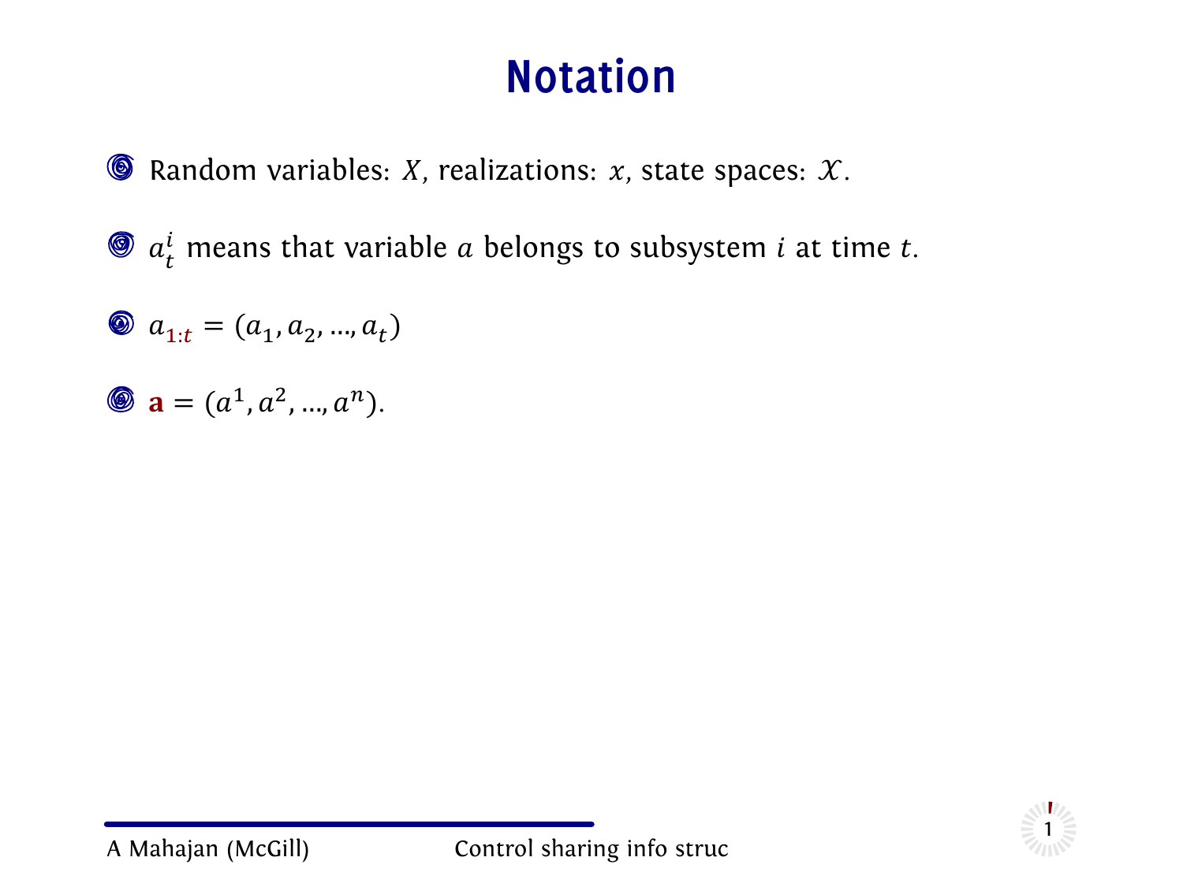# Notation

- Random variables: $X$, realizations: $x$, state spaces: $\mathcal{X}$.
- $a^i_t$ means that variable $a$ belongs to subsystem $i$ at time $t$.
- $a_{1:t} = (a_1, a_2, \ldots, a_t)$
- $\mathbf{a} = (a^1, a^2, \ldots, a^n)$.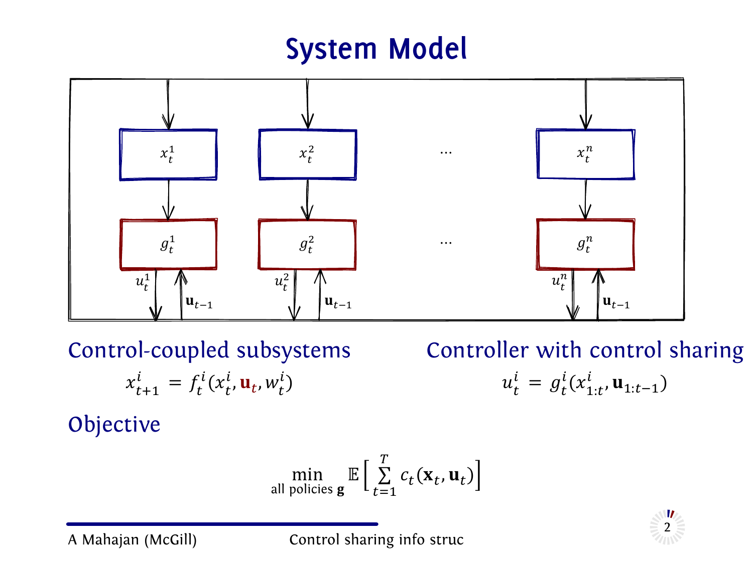# System Model

Control-coupled subsystems

$$x^i_{t+1} = f^i_t(x^i_t, \mathbf{u}_t, w^i_t)$$

Controller with control sharing

$$u^i_t = g^i_t(x^i_{1:t}, \mathbf{u}_{1:t-1})$$

Objective

$$\min_{\text{all policies } \mathbf{g}} \mathbb{E}\Big[\sum_{t=1}^{T} c_t(\mathbf{x}_t, \mathbf{u}_t)\Big]$$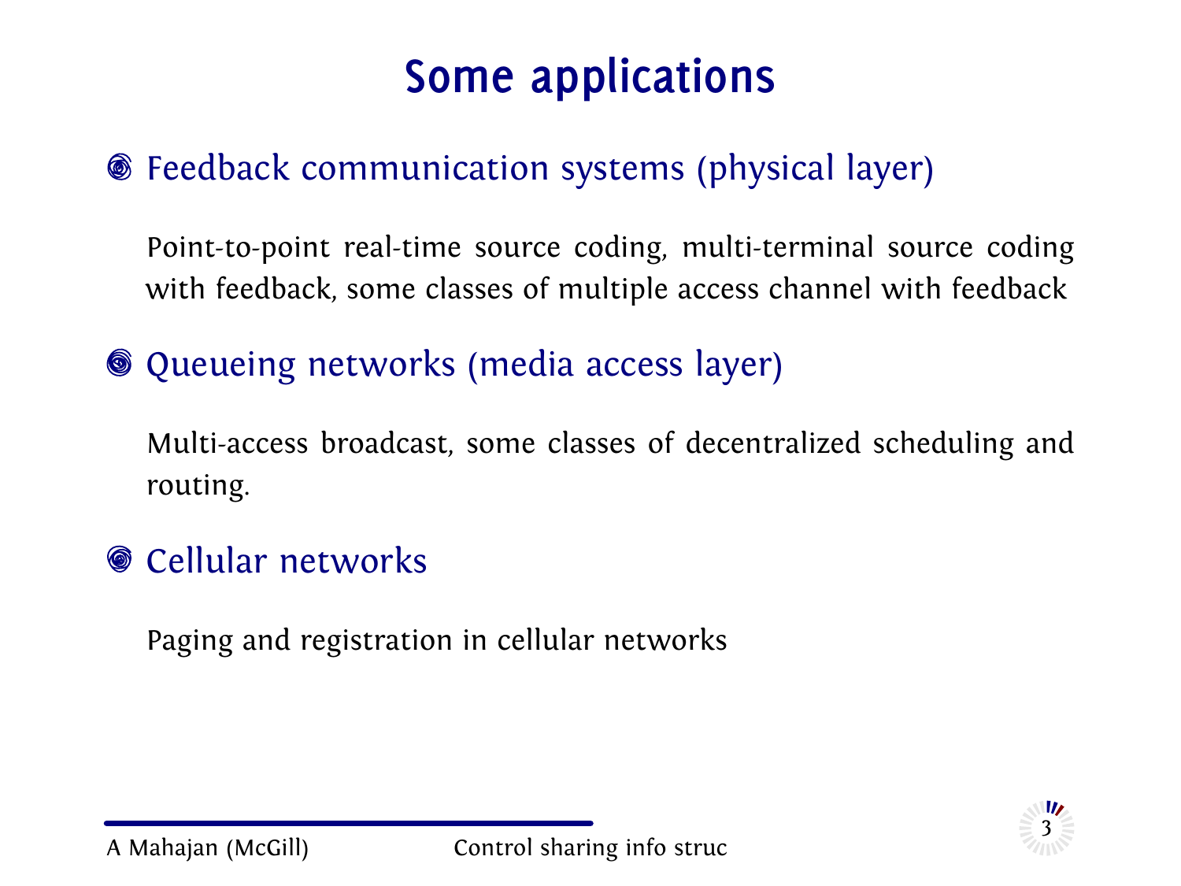# Some applications

- Feedback communication systems (physical layer)

  Point-to-point real-time source coding, multi-terminal source coding with feedback, some classes of multiple access channel with feedback

- Queueing networks (media access layer)

  Multi-access broadcast, some classes of decentralized scheduling and routing.

- Cellular networks

  Paging and registration in cellular networks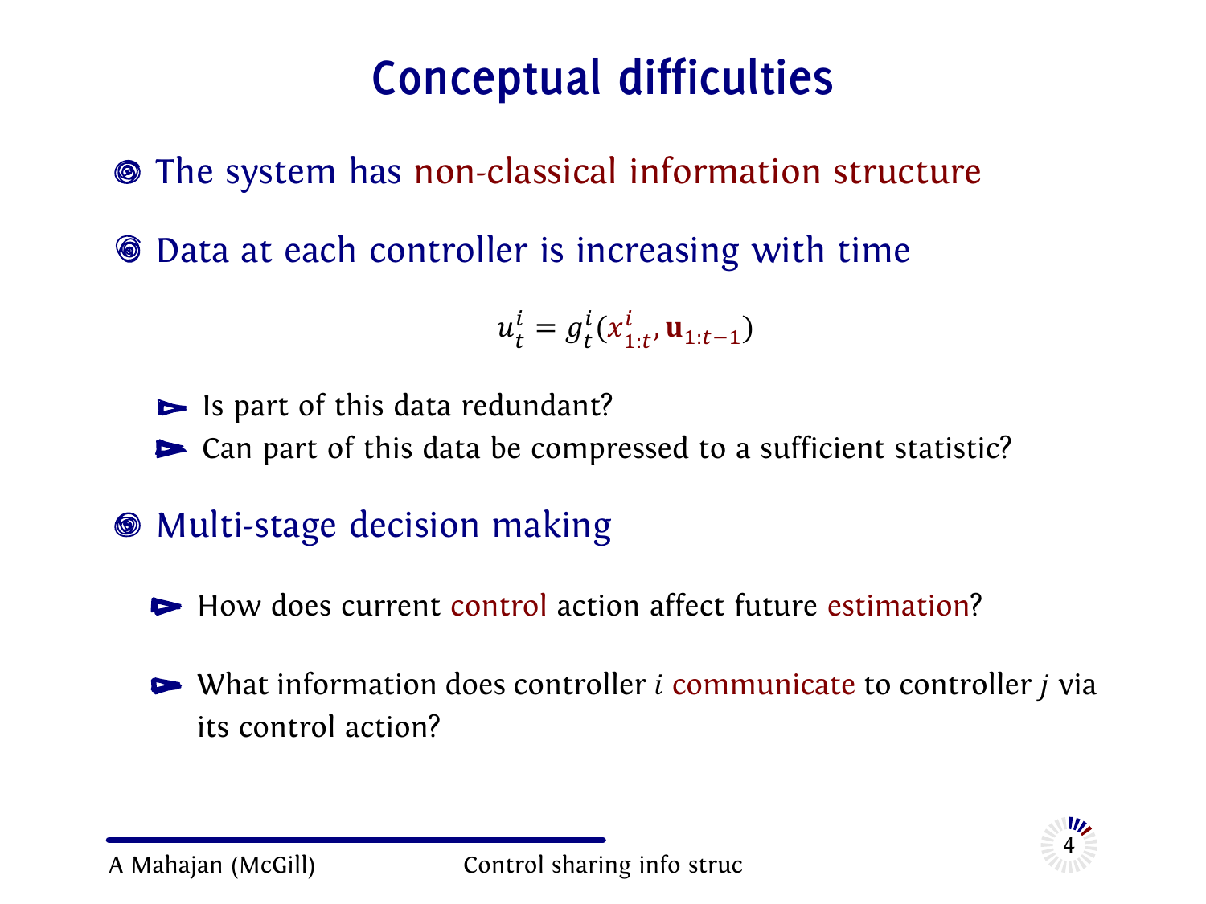# Conceptual difficulties

- The system has non-classical information structure
- Data at each controller is increasing with time

$$u_t^i = g_t^i(x_{1:t}^i, \mathbf{u}_{1:t-1})$$

  - Is part of this data redundant?
  - Can part of this data be compressed to a sufficient statistic?

- Multi-stage decision making
  - How does current control action affect future estimation?
  - What information does controller $i$ communicate to controller $j$ via its control action?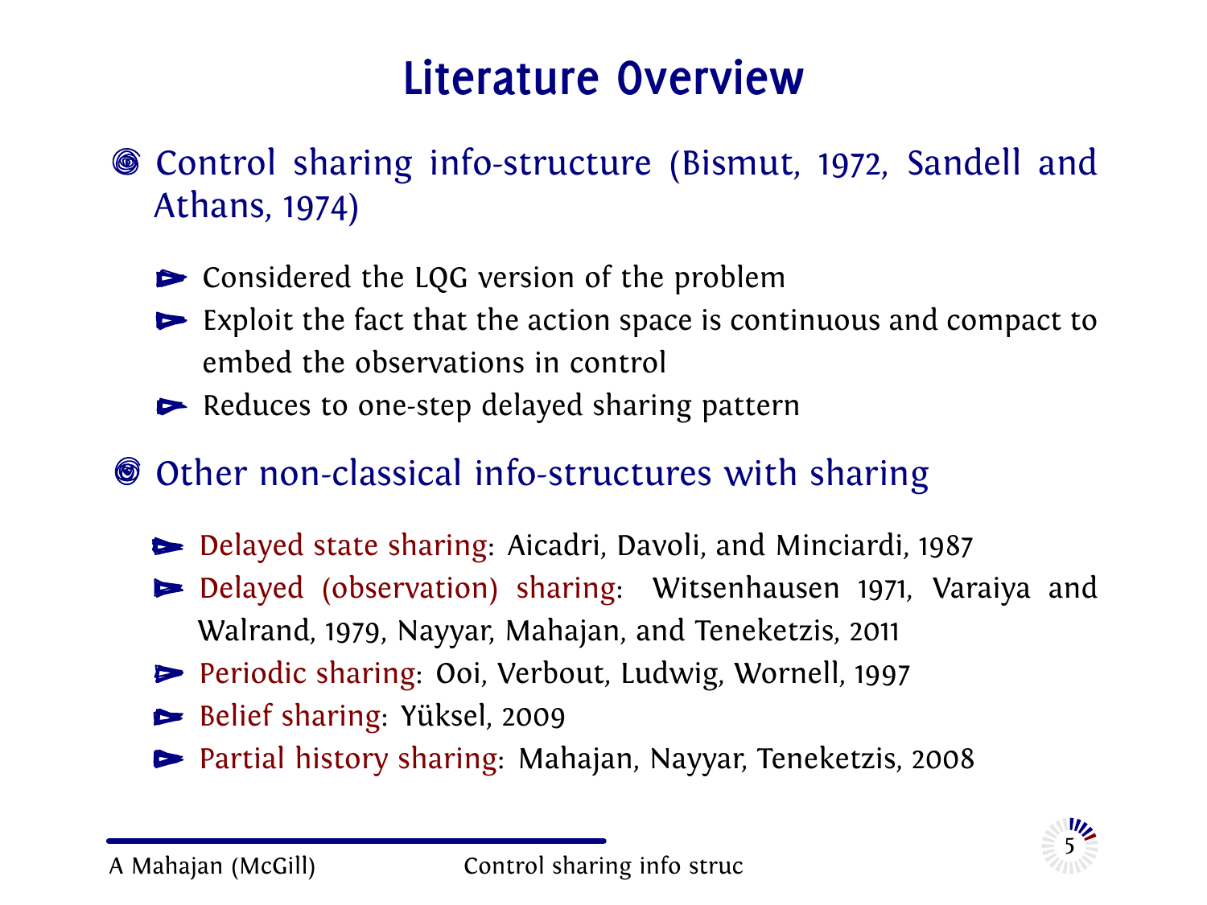# Literature Overview

- Control sharing info-structure (Bismut, 1972, Sandell and Athans, 1974)
  - Considered the LQG version of the problem
  - Exploit the fact that the action space is continuous and compact to embed the observations in control
  - Reduces to one-step delayed sharing pattern
- Other non-classical info-structures with sharing
  - Delayed state sharing: Aicadri, Davoli, and Minciardi, 1987
  - Delayed (observation) sharing: Witsenhausen 1971, Varaiya and Walrand, 1979, Nayyar, Mahajan, and Teneketzis, 2011
  - Periodic sharing: Ooi, Verbout, Ludwig, Wornell, 1997
  - Belief sharing: Yüksel, 2009
  - Partial history sharing: Mahajan, Nayyar, Teneketzis, 2008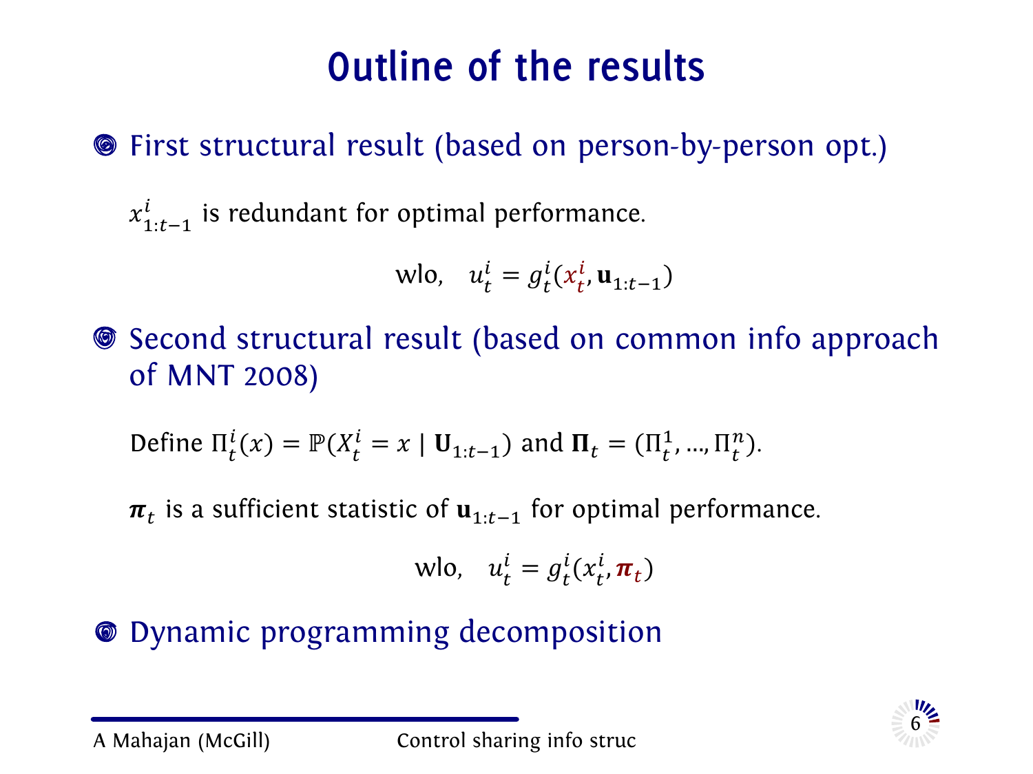# Outline of the results

- First structural result (based on person-by-person opt.)

  $x^i_{1:t-1}$ is redundant for optimal performance.

  $$\text{wlo,} \quad u^i_t = g^i_t(x^i_t, \mathbf{u}_{1:t-1})$$

- Second structural result (based on common info approach of MNT 2008)

  Define $\Pi^i_t(x) = \mathbb{P}(X^i_t = x \mid \mathbf{U}_{1:t-1})$ and $\mathbf{\Pi}_t = (\Pi^1_t, \dots, \Pi^n_t)$.

  $\boldsymbol{\pi}_t$ is a sufficient statistic of $\mathbf{u}_{1:t-1}$ for optimal performance.

  $$\text{wlo,} \quad u^i_t = g^i_t(x^i_t, \boldsymbol{\pi}_t)$$

- Dynamic programming decomposition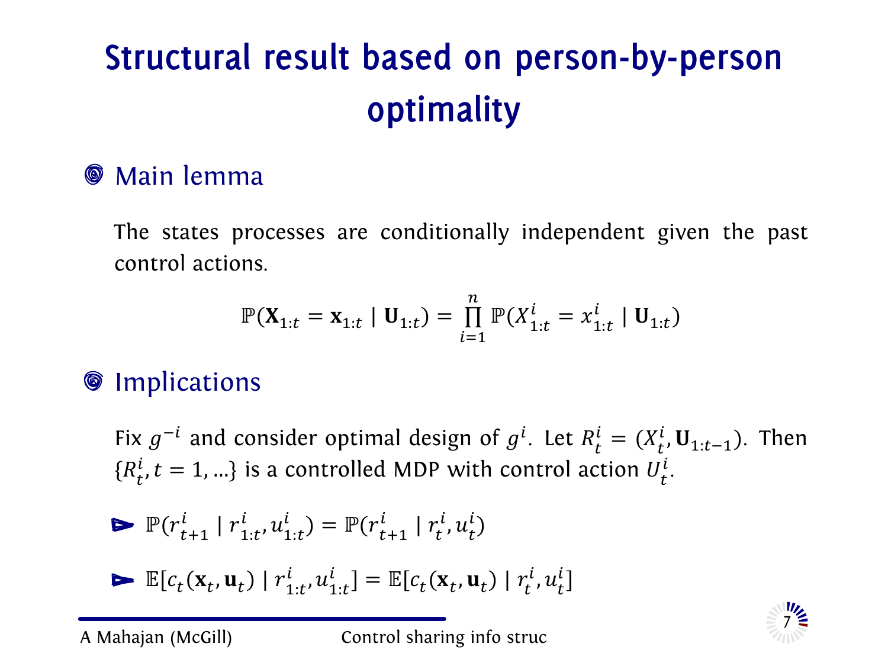# Structural result based on person-by-person optimality

## Main lemma

The states processes are conditionally independent given the past control actions.

$$\mathbb{P}(\mathbf{X}_{1:t} = \mathbf{x}_{1:t} \mid \mathbf{U}_{1:t}) = \prod_{i=1}^{n} \mathbb{P}(X^i_{1:t} = x^i_{1:t} \mid \mathbf{U}_{1:t})$$

## Implications

Fix $g^{-i}$ and consider optimal design of $g^i$. Let $R^i_t = (X^i_t, \mathbf{U}_{1:t-1})$. Then $\{R^i_t, t = 1, \ldots\}$ is a controlled MDP with control action $U^i_t$.

- $\mathbb{P}(r^i_{t+1} \mid r^i_{1:t}, u^i_{1:t}) = \mathbb{P}(r^i_{t+1} \mid r^i_t, u^i_t)$
- $\mathbb{E}[c_t(\mathbf{x}_t, \mathbf{u}_t) \mid r^i_{1:t}, u^i_{1:t}] = \mathbb{E}[c_t(\mathbf{x}_t, \mathbf{u}_t) \mid r^i_t, u^i_t]$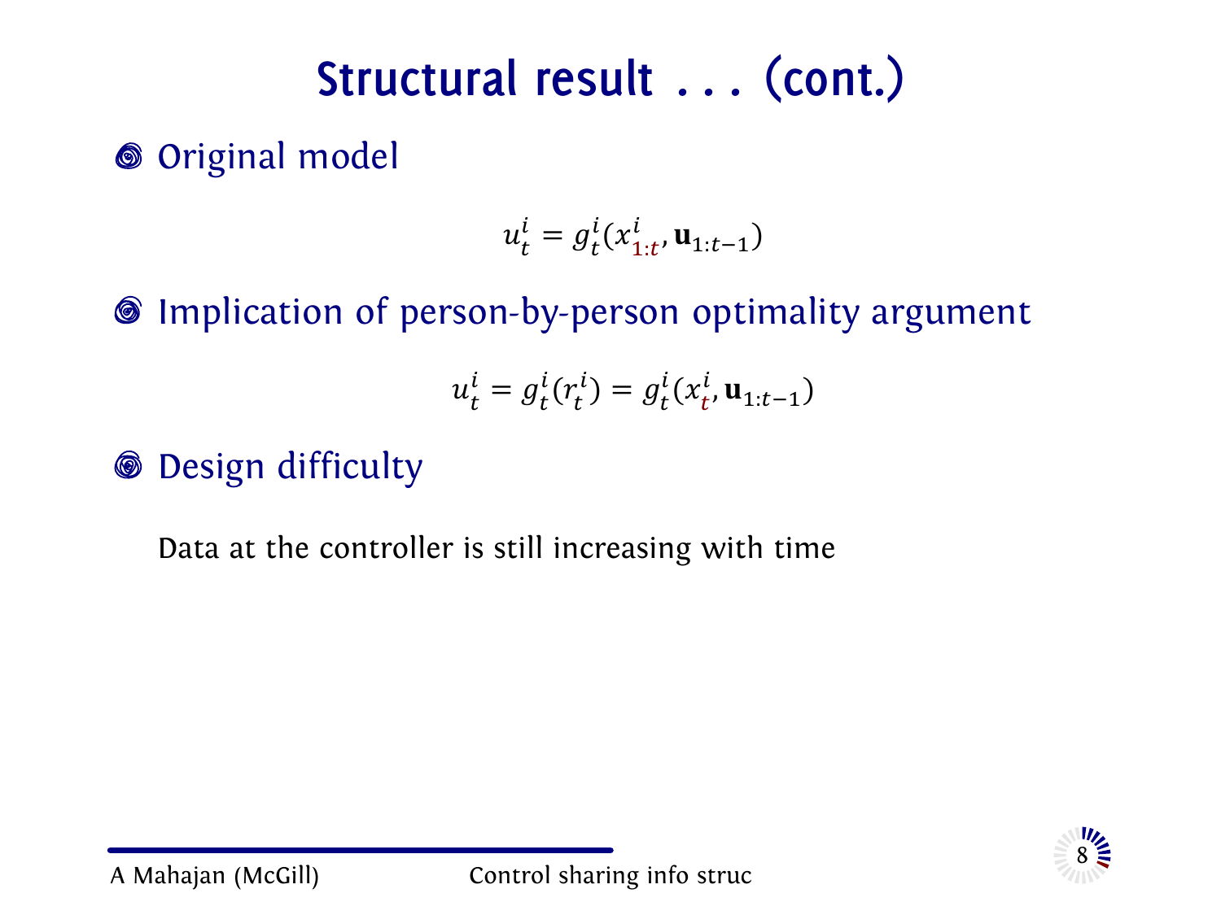# Structural result . . . (cont.)

- Original model

$$u_t^i = g_t^i(x_{1:t}^i, \mathbf{u}_{1:t-1})$$

- Implication of person-by-person optimality argument

$$u_t^i = g_t^i(r_t^i) = g_t^i(x_t^i, \mathbf{u}_{1:t-1})$$

- Design difficulty

Data at the controller is still increasing with time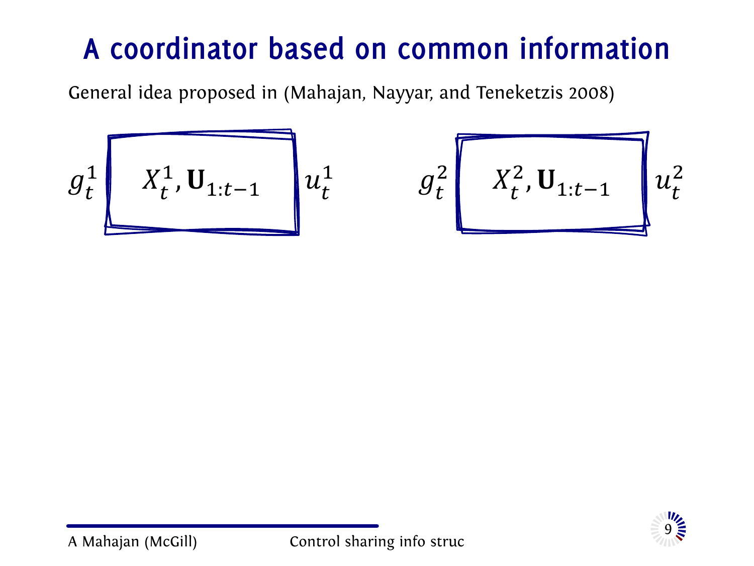# A coordinator based on common information

General idea proposed in (Mahajan, Nayyar, and Teneketzis 2008)

$g_t^1$ | $X_t^1, \mathbf{U}_{1:t-1}$ | $u_t^1$

$g_t^2$ | $X_t^2, \mathbf{U}_{1:t-1}$ | $u_t^2$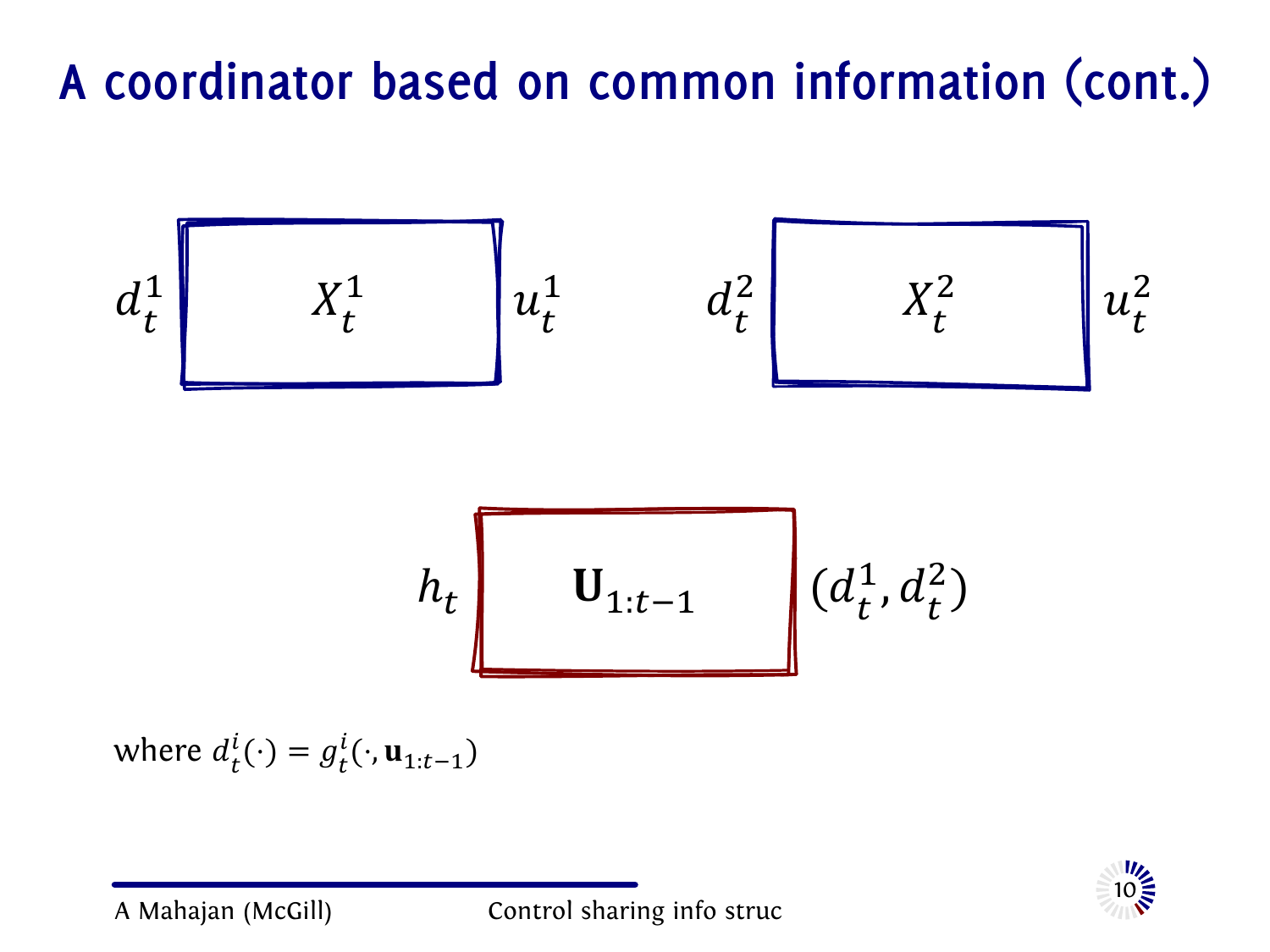# A coordinator based on common information (cont.)

$d_t^1$ $X_t^1$ $u_t^1$

$d_t^2$ $X_t^2$ $u_t^2$

$h_t$ $\mathbf{U}_{1:t-1}$ $(d_t^1, d_t^2)$

where $d_t^i(\cdot) = g_t^i(\cdot, \mathbf{u}_{1:t-1})$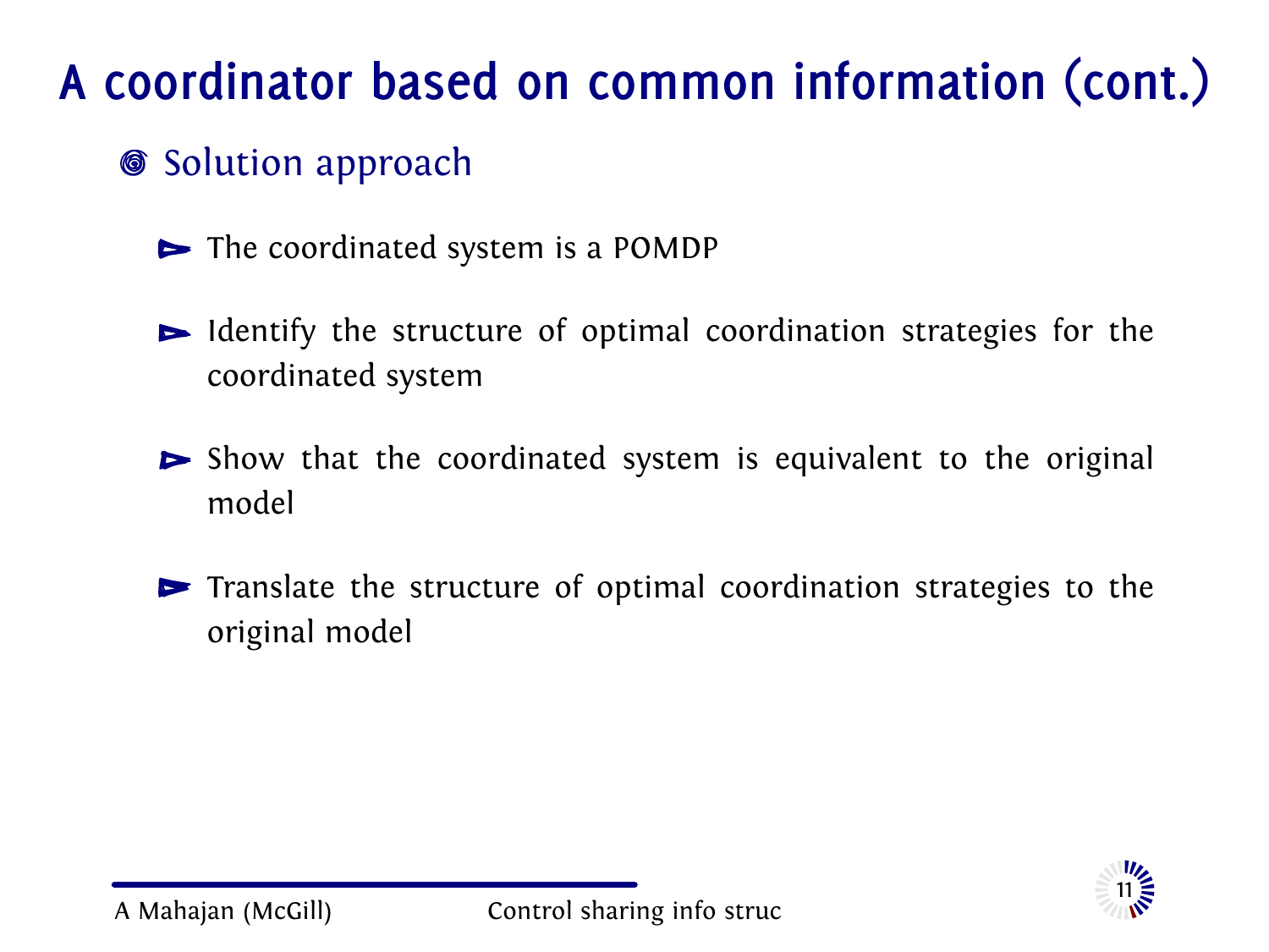# A coordinator based on common information (cont.)

- Solution approach
  - The coordinated system is a POMDP
  - Identify the structure of optimal coordination strategies for the coordinated system
  - Show that the coordinated system is equivalent to the original model
  - Translate the structure of optimal coordination strategies to the original model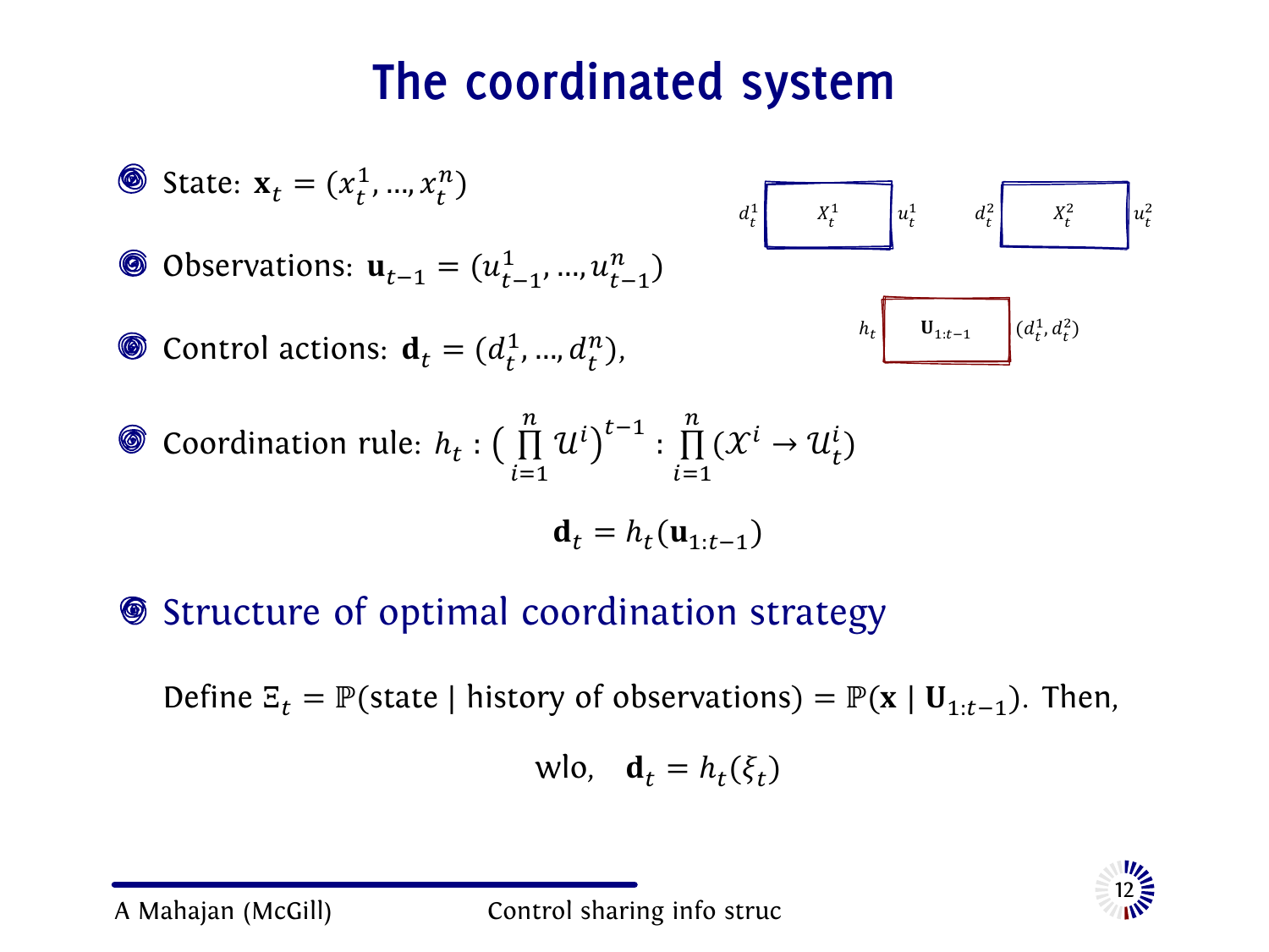# The coordinated system

- State: $\mathbf{x}_t = (x^1_t, \dots, x^n_t)$
- Observations: $\mathbf{u}_{t-1} = (u^1_{t-1}, \dots, u^n_{t-1})$
- Control actions: $\mathbf{d}_t = (d^1_t, \dots, d^n_t)$,

$d^1_t$ | $X^1_t$ | $u^1_t$ $\quad$ $d^2_t$ | $X^2_t$ | $u^2_t$

$h_t$ | $\mathbf{U}_{1:t-1}$ | $(d^1_t, d^2_t)$

- Coordination rule: $h_t : \Big( \prod_{i=1}^{n} \mathcal{U}^i \Big)^{t-1} : \prod_{i=1}^{n} (\mathcal{X}^i \to \mathcal{U}^i_t)$

$$\mathbf{d}_t = h_t(\mathbf{u}_{1:t-1})$$

- Structure of optimal coordination strategy

Define $\Xi_t = \mathbb{P}(\text{state} \mid \text{history of observations}) = \mathbb{P}(\mathbf{x} \mid \mathbf{U}_{1:t-1})$. Then,

$$\text{wlo,} \quad \mathbf{d}_t = h_t(\xi_t)$$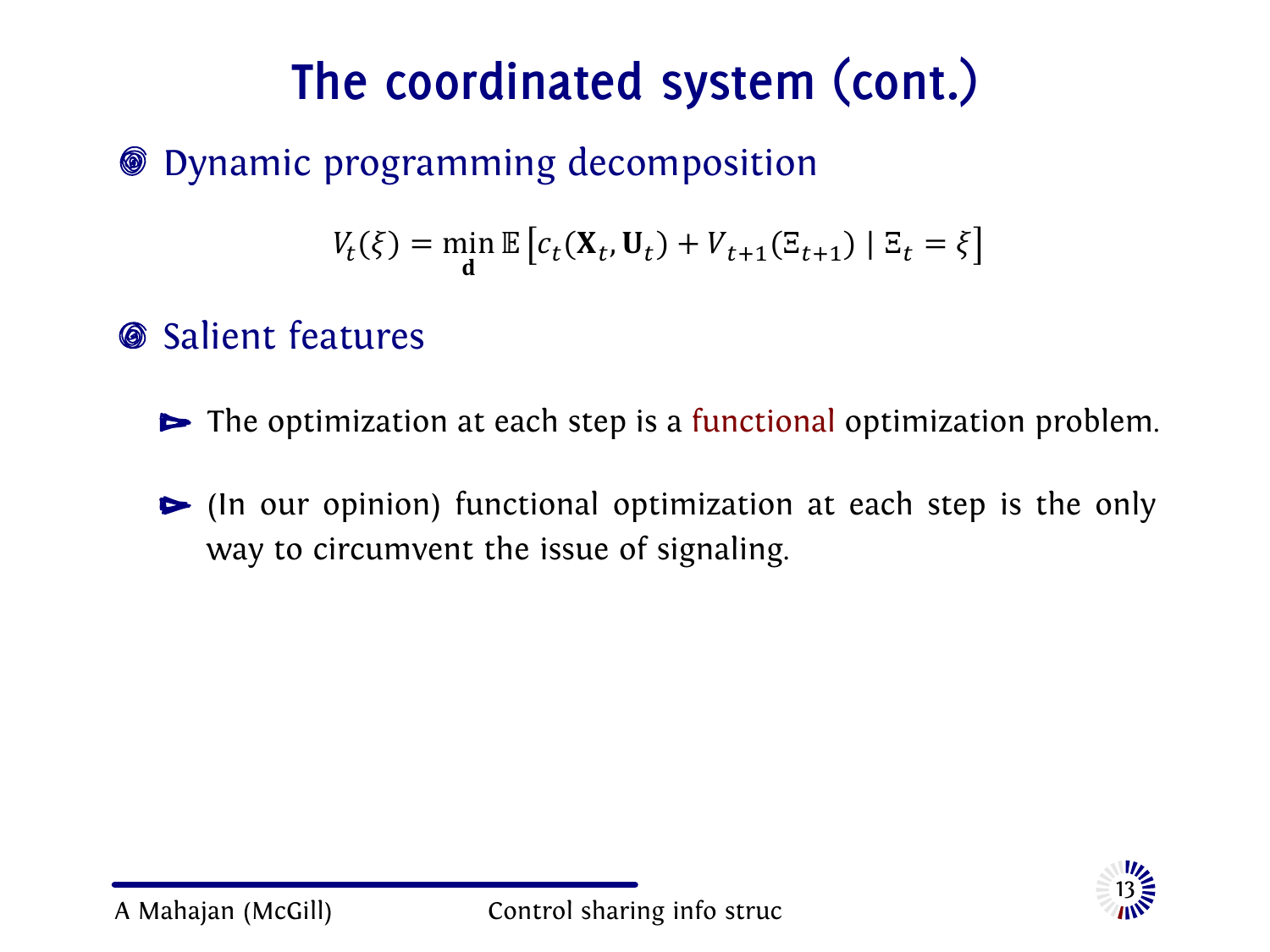# The coordinated system (cont.)

- Dynamic programming decomposition

$$V_t(\xi) = \min_{\mathbf{d}} \mathbb{E}\left[c_t(\mathbf{X}_t, \mathbf{U}_t) + V_{t+1}(\Xi_{t+1}) \mid \Xi_t = \xi\right]$$

- Salient features
  - The optimization at each step is a functional optimization problem.
  - (In our opinion) functional optimization at each step is the only way to circumvent the issue of signaling.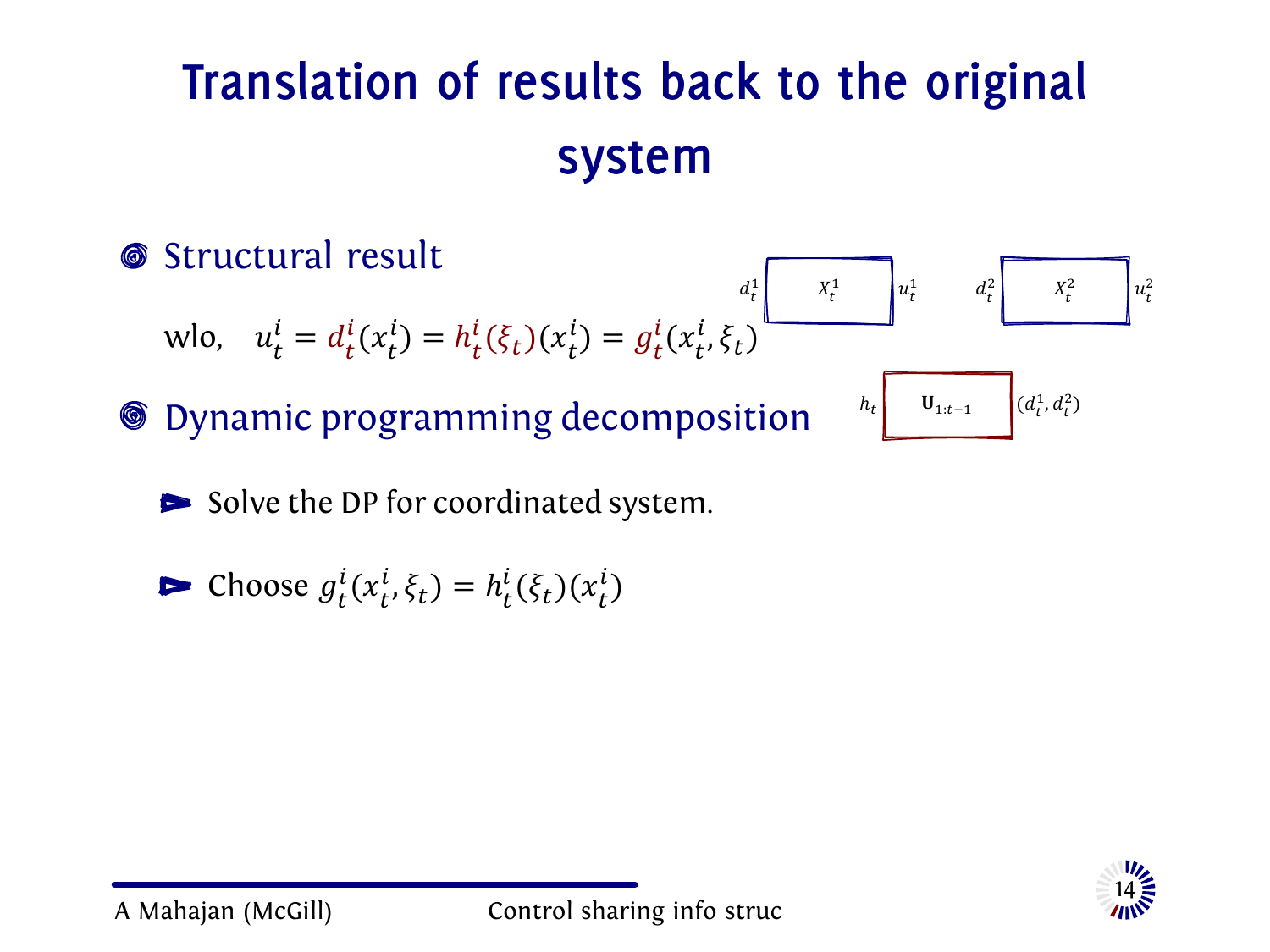# Translation of results back to the original system

- Structural result

  wlo, $u_t^i = d_t^i(x_t^i) = h_t^i(\xi_t)(x_t^i) = g_t^i(x_t^i, \xi_t)$

  $d_t^1$ | $X_t^1$ | $u_t^1$ $d_t^2$ | $X_t^2$ | $u_t^2$

  $h_t$ | $\mathbf{U}_{1:t-1}$ | $(d_t^1, d_t^2)$

- Dynamic programming decomposition
  - Solve the DP for coordinated system.
  - Choose $g_t^i(x_t^i, \xi_t) = h_t^i(\xi_t)(x_t^i)$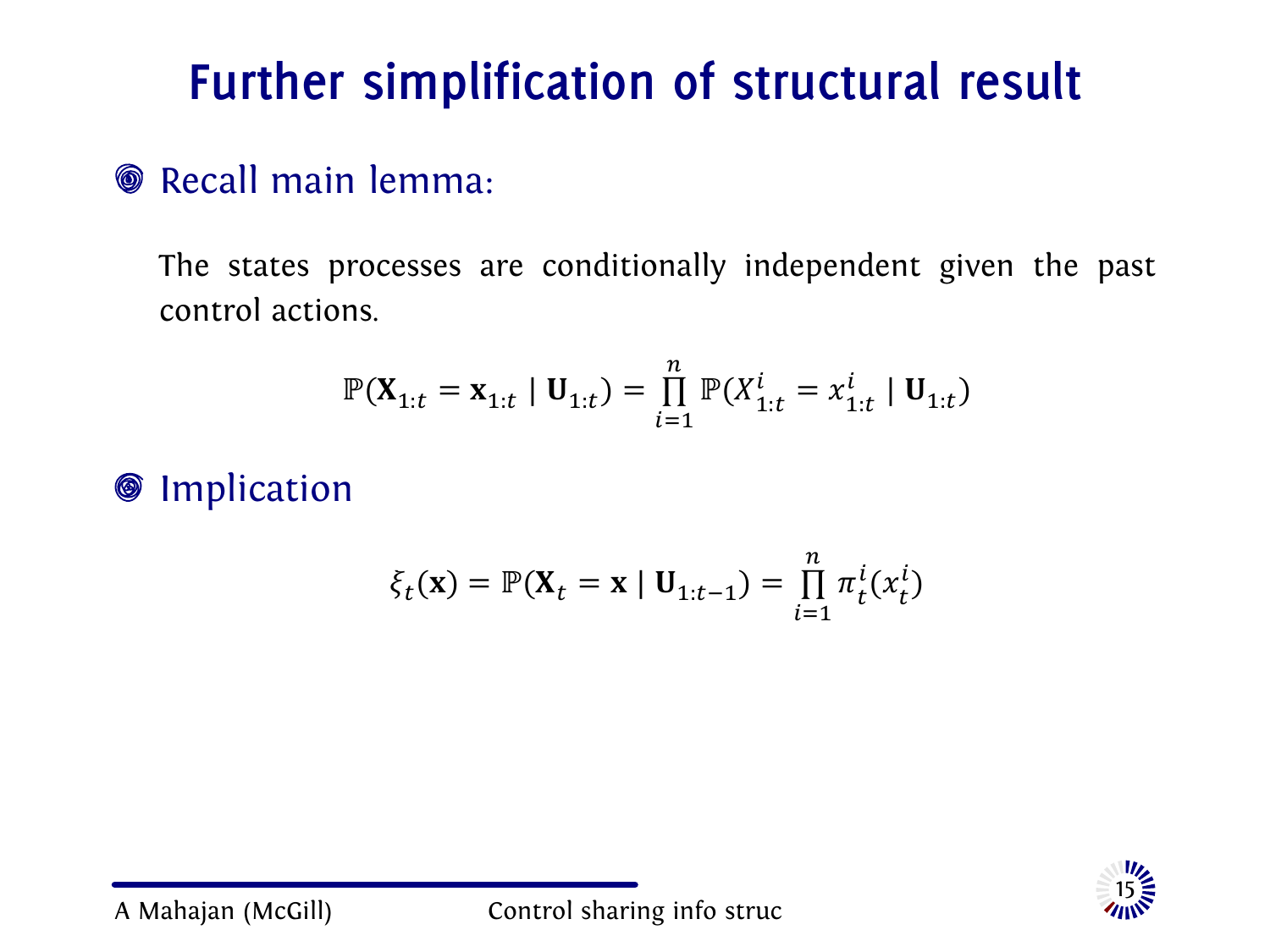# Further simplification of structural result

- Recall main lemma:

  The states processes are conditionally independent given the past control actions.

$$\mathbb{P}(\mathbf{X}_{1:t} = \mathbf{x}_{1:t} \mid \mathbf{U}_{1:t}) = \prod_{i=1}^{n} \mathbb{P}(X^i_{1:t} = x^i_{1:t} \mid \mathbf{U}_{1:t})$$

- Implication

$$\xi_t(\mathbf{x}) = \mathbb{P}(\mathbf{X}_t = \mathbf{x} \mid \mathbf{U}_{1:t-1}) = \prod_{i=1}^{n} \pi^i_t(x^i_t)$$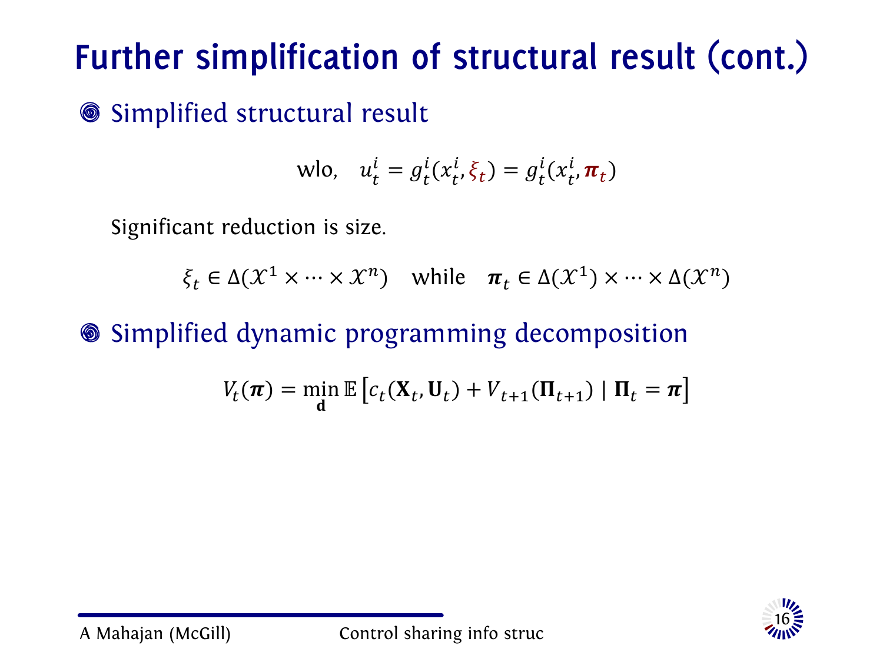# Further simplification of structural result (cont.)

- Simplified structural result

$$\text{wlo,} \quad u_t^i = g_t^i(x_t^i, \xi_t) = g_t^i(x_t^i, \boldsymbol{\pi}_t)$$

Significant reduction is size.

$$\xi_t \in \Delta(\mathcal{X}^1 \times \cdots \times \mathcal{X}^n) \quad \text{while} \quad \boldsymbol{\pi}_t \in \Delta(\mathcal{X}^1) \times \cdots \times \Delta(\mathcal{X}^n)$$

- Simplified dynamic programming decomposition

$$V_t(\boldsymbol{\pi}) = \min_{\mathbf{d}} \mathbb{E}\left[c_t(\mathbf{X}_t, \mathbf{U}_t) + V_{t+1}(\mathbf{\Pi}_{t+1}) \mid \mathbf{\Pi}_t = \boldsymbol{\pi}\right]$$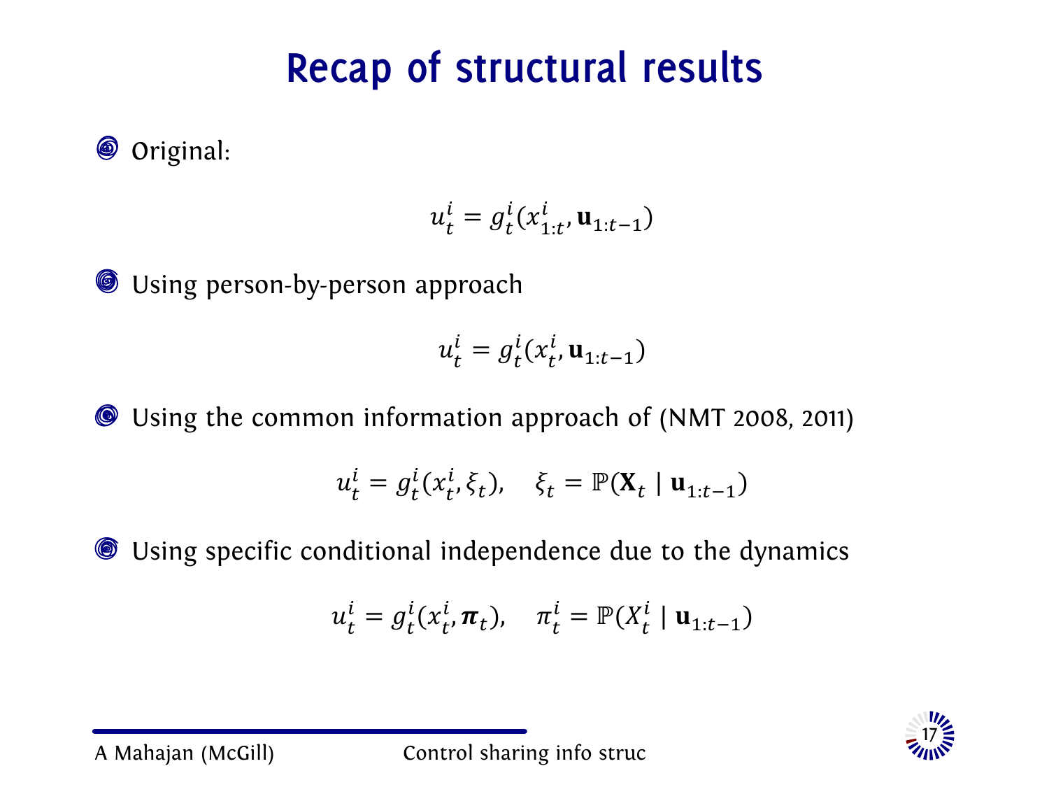# Recap of structural results

- Original:

$$u_t^i = g_t^i(x_{1:t}^i, \mathbf{u}_{1:t-1})$$

- Using person-by-person approach

$$u_t^i = g_t^i(x_t^i, \mathbf{u}_{1:t-1})$$

- Using the common information approach of (NMT 2008, 2011)

$$u_t^i = g_t^i(x_t^i, \xi_t), \quad \xi_t = \mathbb{P}(\mathbf{X}_t \mid \mathbf{u}_{1:t-1})$$

- Using specific conditional independence due to the dynamics

$$u_t^i = g_t^i(x_t^i, \boldsymbol{\pi}_t), \quad \pi_t^i = \mathbb{P}(X_t^i \mid \mathbf{u}_{1:t-1})$$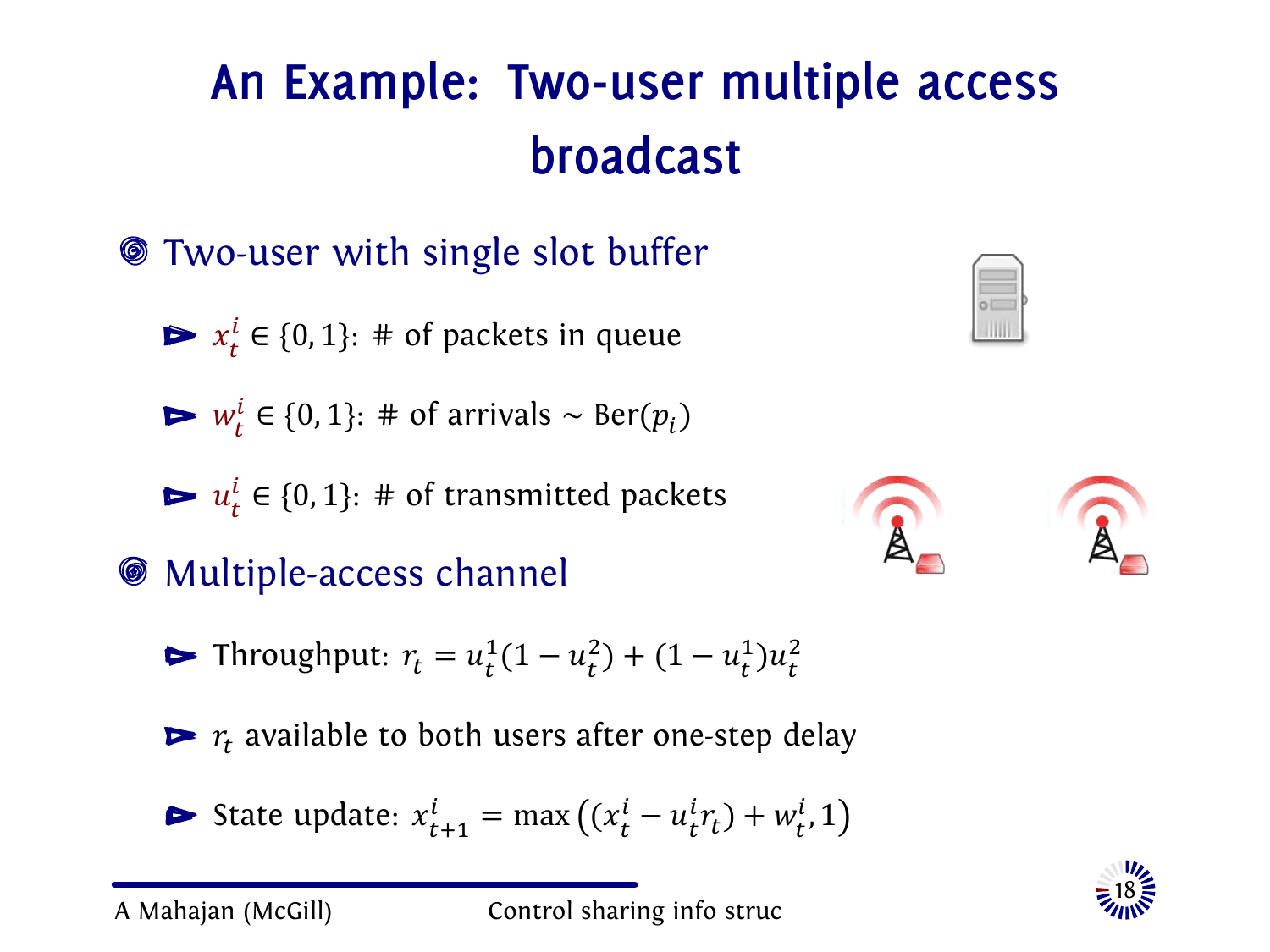# An Example: Two-user multiple access broadcast

- Two-user with single slot buffer
  - $x_t^i \in \{0, 1\}$: # of packets in queue
  - $w_t^i \in \{0, 1\}$: # of arrivals $\sim \text{Ber}(p_i)$
  - $u_t^i \in \{0, 1\}$: # of transmitted packets
- Multiple-access channel
  - Throughput: $r_t = u_t^1(1 - u_t^2) + (1 - u_t^1)u_t^2$
  - $r_t$ available to both users after one-step delay
  - State update: $x_{t+1}^i = \max\left((x_t^i - u_t^i r_t) + w_t^i, 1\right)$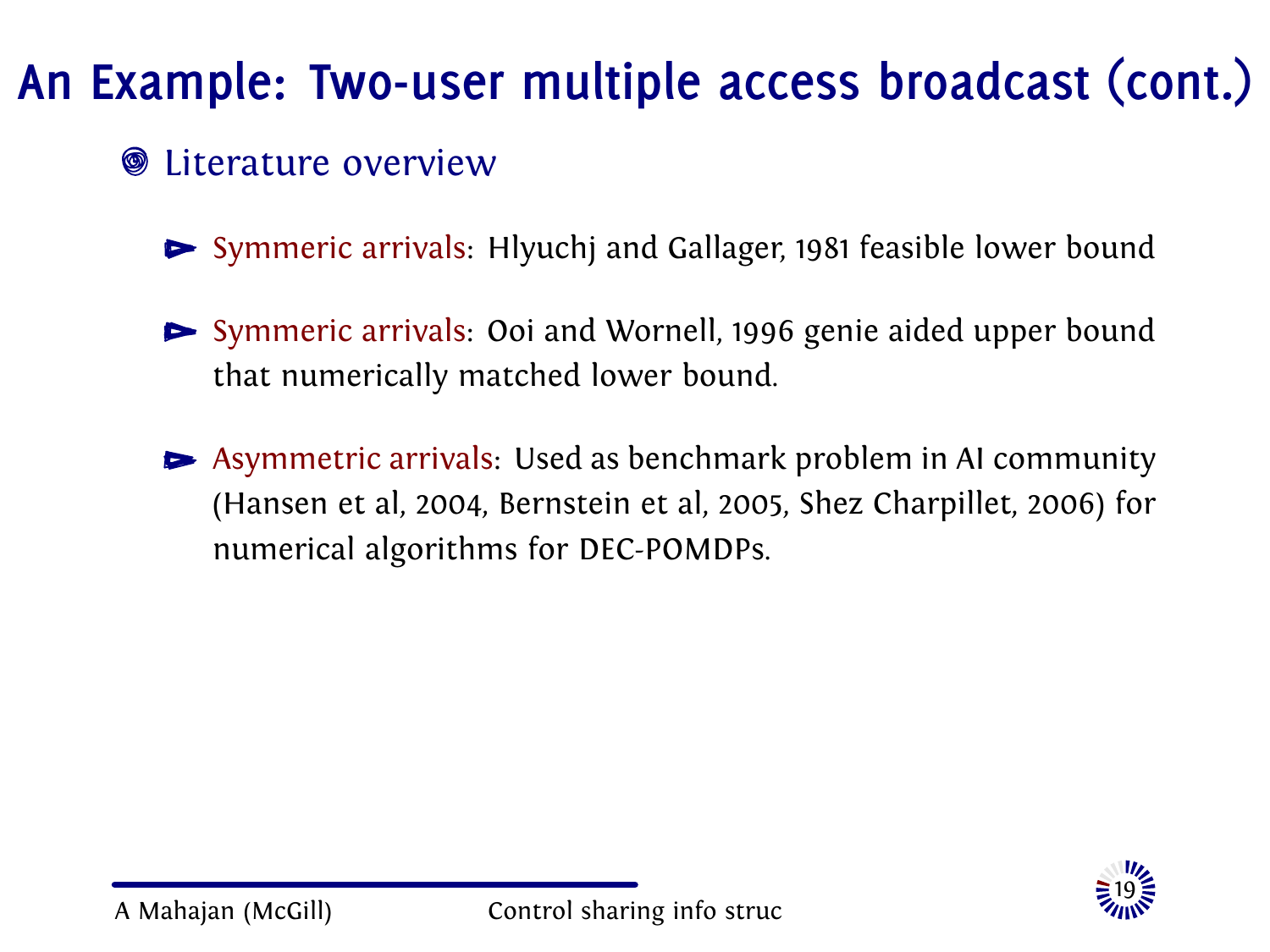# An Example: Two-user multiple access broadcast (cont.)

- Literature overview
  - Symmeric arrivals: Hlyuchj and Gallager, 1981 feasible lower bound
  - Symmeric arrivals: Ooi and Wornell, 1996 genie aided upper bound that numerically matched lower bound.
  - Asymmetric arrivals: Used as benchmark problem in AI community (Hansen et al, 2004, Bernstein et al, 2005, Shez Charpillet, 2006) for numerical algorithms for DEC-POMDPs.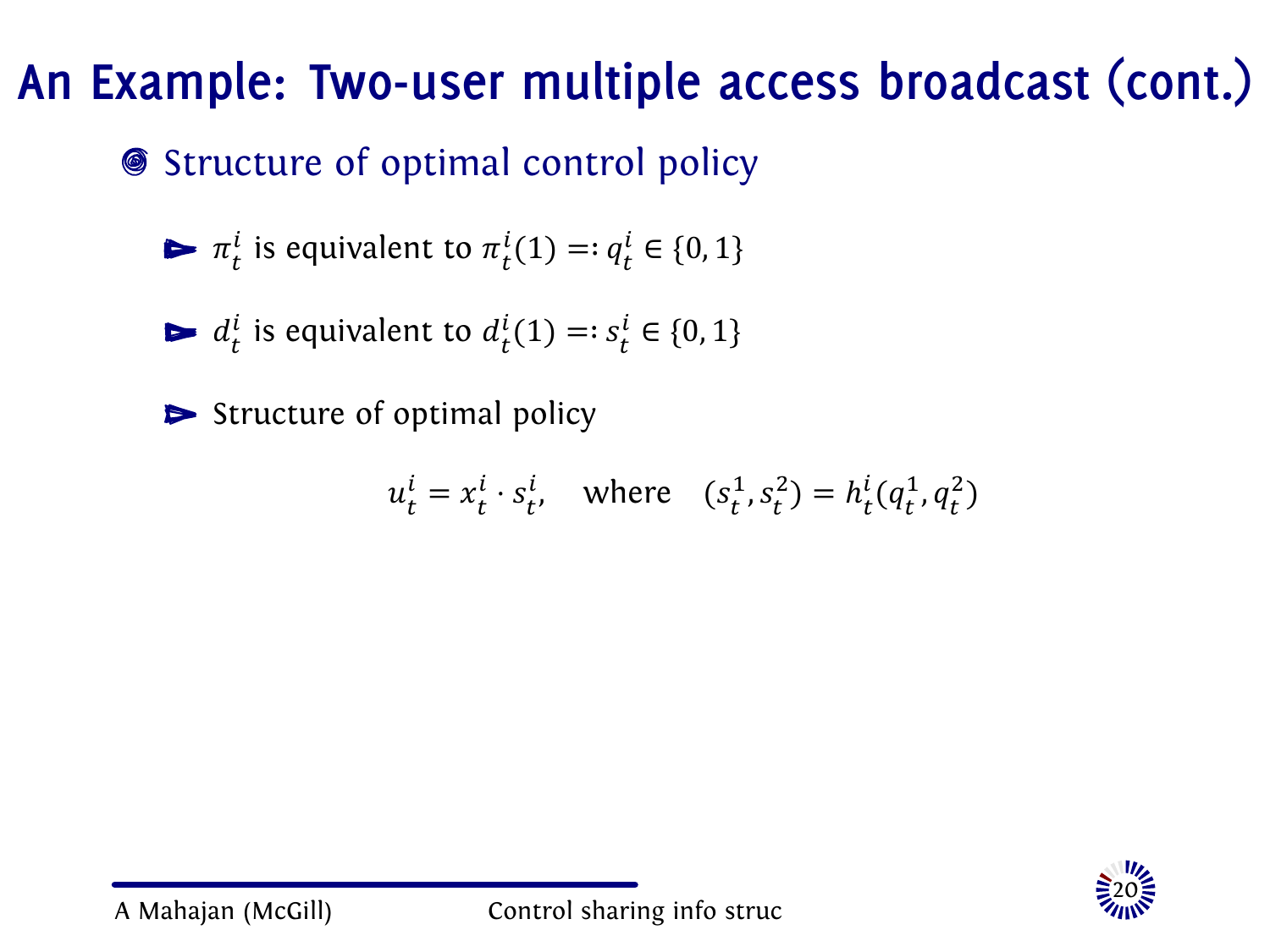# An Example: Two-user multiple access broadcast (cont.)

- Structure of optimal control policy
  - $\pi^i_t$ is equivalent to $\pi^i_t(1) =: q^i_t \in \{0, 1\}$
  - $d^i_t$ is equivalent to $d^i_t(1) =: s^i_t \in \{0, 1\}$
  - Structure of optimal policy

$$u^i_t = x^i_t \cdot s^i_t, \quad \text{where} \quad (s^1_t, s^2_t) = h^i_t(q^1_t, q^2_t)$$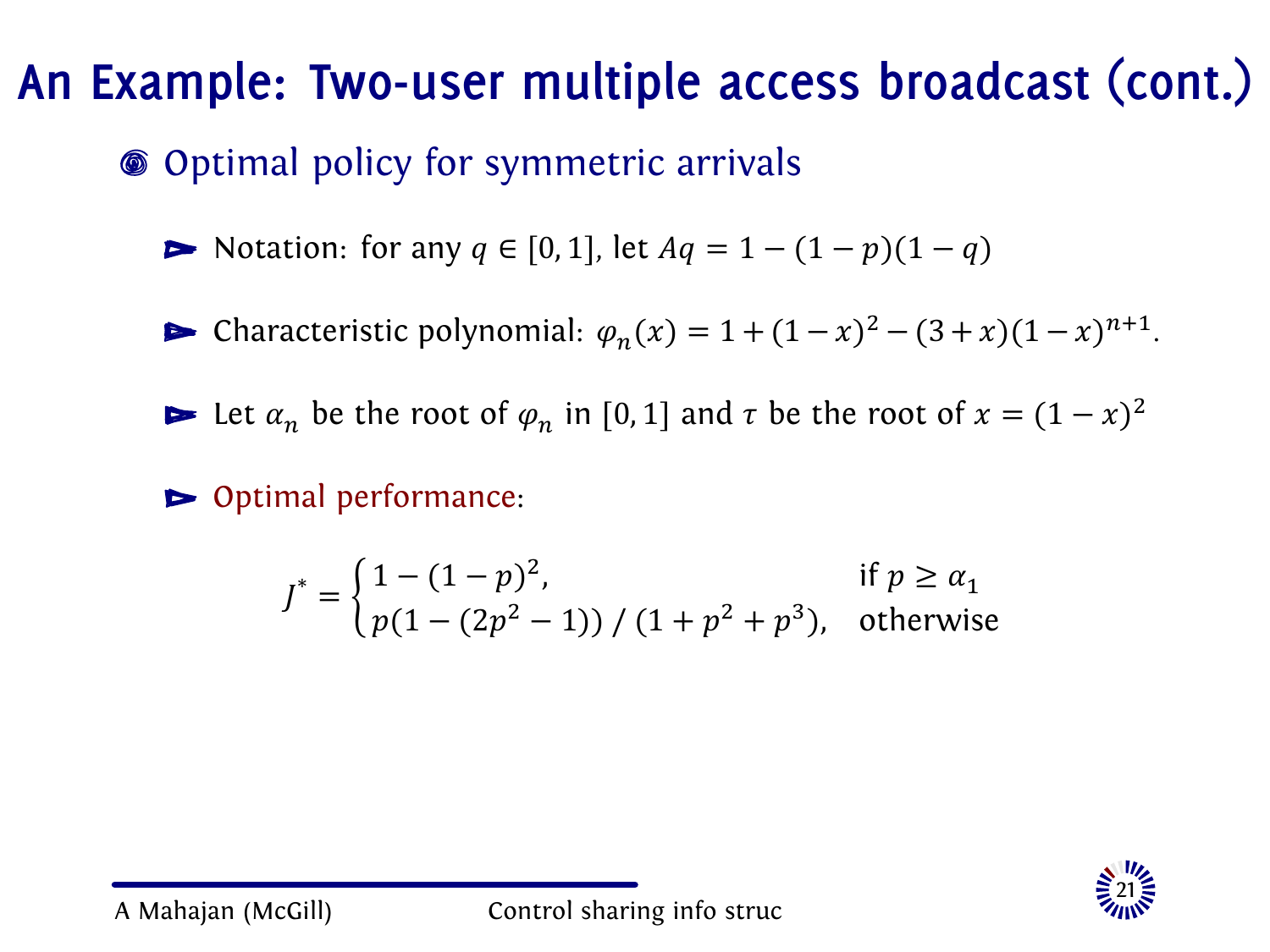# An Example: Two-user multiple access broadcast (cont.)

- Optimal policy for symmetric arrivals
  - Notation: for any $q \in [0,1]$, let $Aq = 1 - (1-p)(1-q)$
  - Characteristic polynomial: $\varphi_n(x) = 1 + (1-x)^2 - (3+x)(1-x)^{n+1}$.
  - Let $\alpha_n$ be the root of $\varphi_n$ in $[0,1]$ and $\tau$ be the root of $x = (1-x)^2$
  - Optimal performance:

$$
J^* = \begin{cases} 1-(1-p)^2, & \text{if } p \geq \alpha_1 \\ p(1-(2p^2-1)) \,/\, (1+p^2+p^3), & \text{otherwise} \end{cases}
$$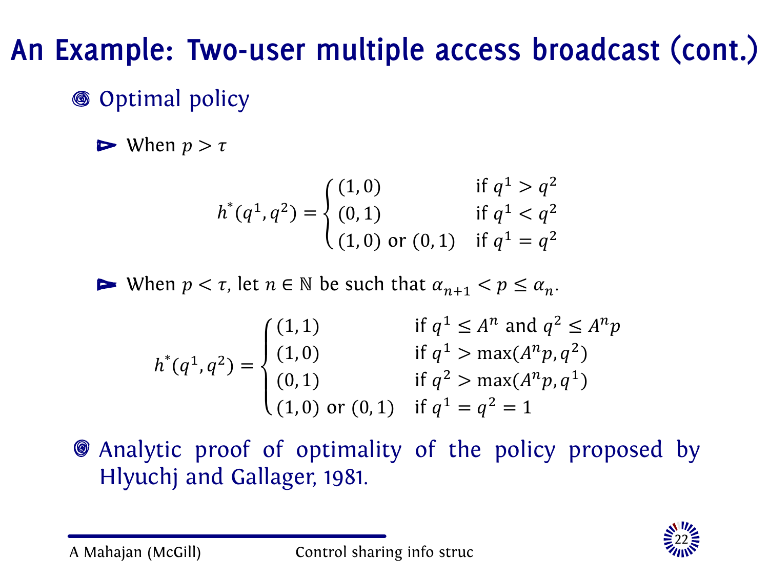# An Example: Two-user multiple access broadcast (cont.)

- Optimal policy
  - When $p > \tau$

$$
h^*(q^1, q^2) = \begin{cases} (1,0) & \text{if } q^1 > q^2 \\ (0,1) & \text{if } q^1 < q^2 \\ (1,0) \text{ or } (0,1) & \text{if } q^1 = q^2 \end{cases}
$$

  - When $p < \tau$, let $n \in \mathbb{N}$ be such that $\alpha_{n+1} < p \leq \alpha_n$.

$$
h^*(q^1, q^2) = \begin{cases} (1,1) & \text{if } q^1 \leq A^n \text{ and } q^2 \leq A^n p \\ (1,0) & \text{if } q^1 > \max(A^n p, q^2) \\ (0,1) & \text{if } q^2 > \max(A^n p, q^1) \\ (1,0) \text{ or } (0,1) & \text{if } q^1 = q^2 = 1 \end{cases}
$$

- Analytic proof of optimality of the policy proposed by Hlyuchj and Gallager, 1981.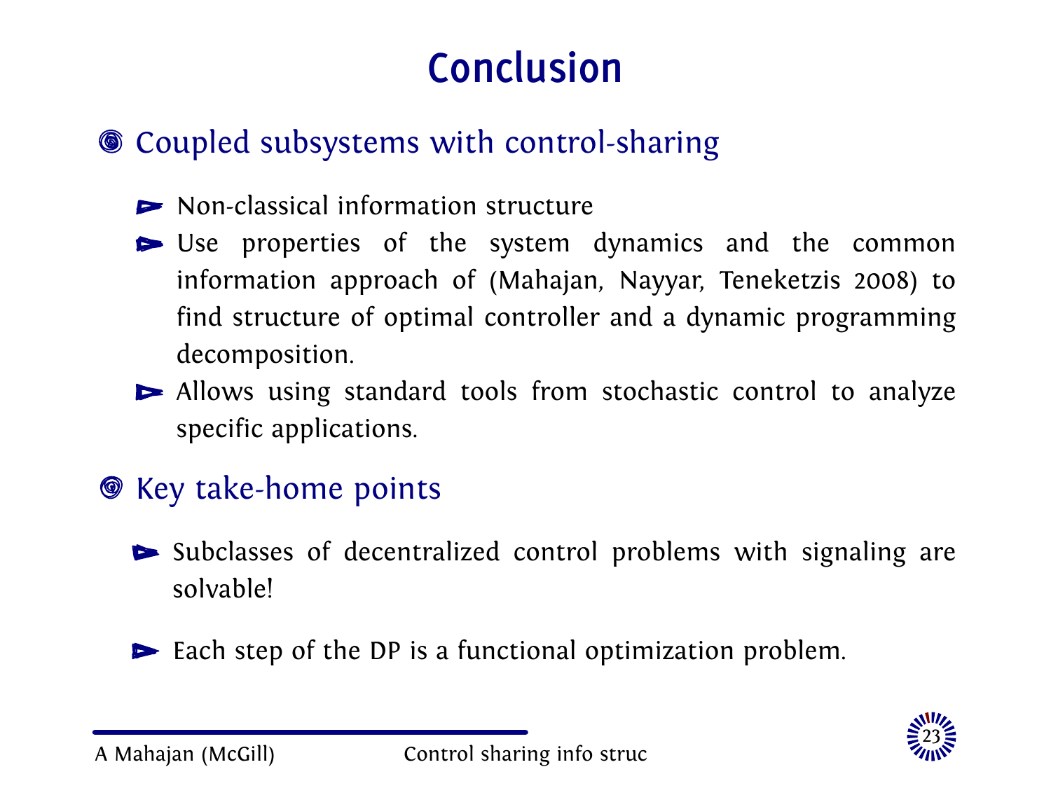# Conclusion

- Coupled subsystems with control-sharing
  - Non-classical information structure
  - Use properties of the system dynamics and the common information approach of (Mahajan, Nayyar, Teneketzis 2008) to find structure of optimal controller and a dynamic programming decomposition.
  - Allows using standard tools from stochastic control to analyze specific applications.
- Key take-home points
  - Subclasses of decentralized control problems with signaling are solvable!
  - Each step of the DP is a functional optimization problem.